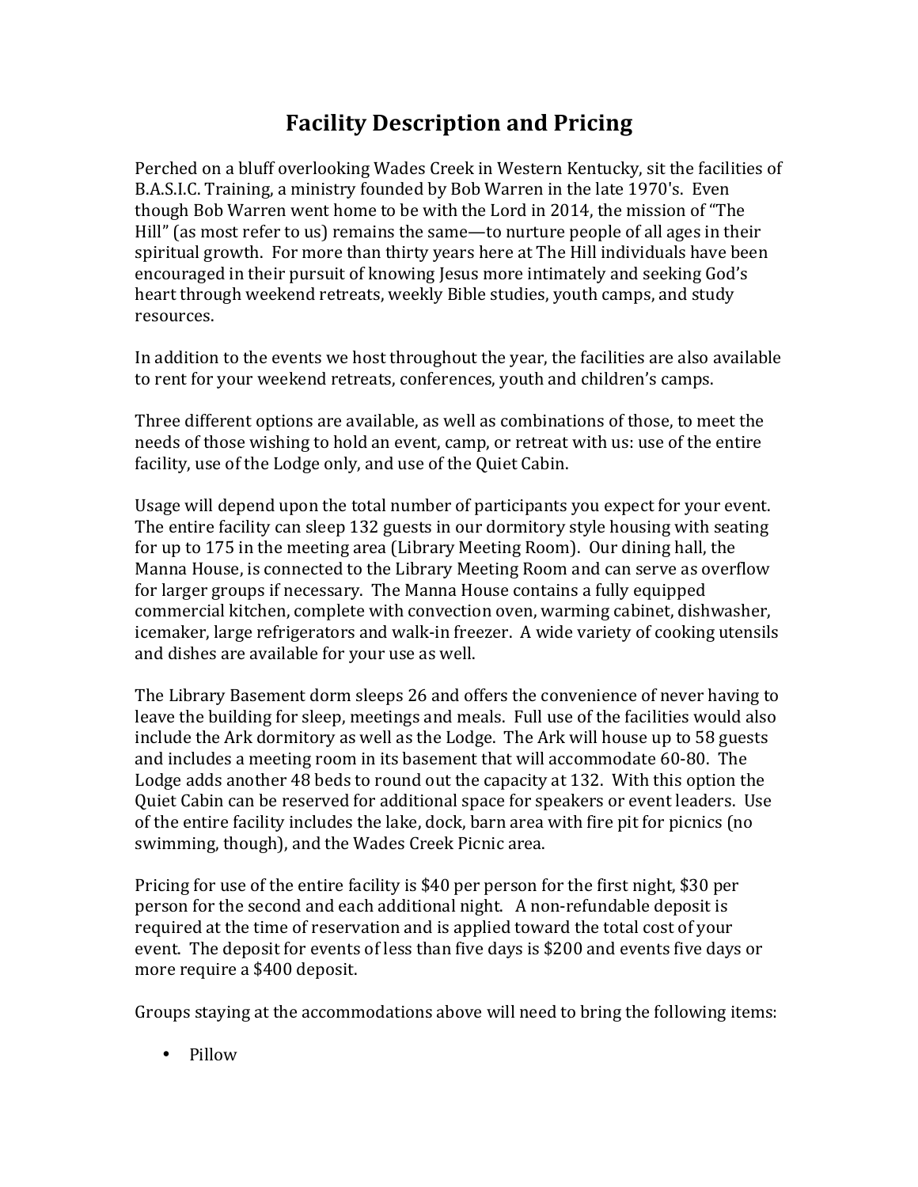# Facility Description and Pricing

Perched on a bluff overlooking Wades Creek in Western Kentucky, sit the facilities of B.A.S.I.C. Training, a ministry founded by Bob Warren in the late 1970's. Even though Bob Warren went home to be with the Lord in 2014, the mission of "The Hill" (as most refer to us) remains the same—to nurture people of all ages in their spiritual growth. For more than thirty years here at The Hill individuals have been encouraged in their pursuit of knowing Jesus more intimately and seeking God's heart through weekend retreats, weekly Bible studies, youth camps, and study resources.

In addition to the events we host throughout the year, the facilities are also available to rent for your weekend retreats, conferences, youth and children's camps.

Three different options are available, as well as combinations of those, to meet the needs of those wishing to hold an event, camp, or retreat with us: use of the entire facility, use of the Lodge only, and use of the Quiet Cabin.

Usage will depend upon the total number of participants you expect for your event. The entire facility can sleep 132 guests in our dormitory style housing with seating for up to 175 in the meeting area (Library Meeting Room). Our dining hall, the Manna House, is connected to the Library Meeting Room and can serve as overflow for larger groups if necessary. The Manna House contains a fully equipped commercial kitchen, complete with convection oven, warming cabinet, dishwasher, icemaker, large refrigerators and walk-in freezer. A wide variety of cooking utensils and dishes are available for your use as well.

The Library Basement dorm sleeps 26 and offers the convenience of never having to leave the building for sleep, meetings and meals. Full use of the facilities would also include the Ark dormitory as well as the Lodge. The Ark will house up to 58 guests and includes a meeting room in its basement that will accommodate 60-80. The Lodge adds another 48 beds to round out the capacity at 132. With this option the Quiet Cabin can be reserved for additional space for speakers or event leaders. Use of the entire facility includes the lake, dock, barn area with fire pit for picnics (no swimming, though), and the Wades Creek Picnic area.

Pricing for use of the entire facility is $40 per person for the first night, $30 per person for the second and each additional night. A non-refundable deposit is required at the time of reservation and is applied toward the total cost of your event. The deposit for events of less than five days is $200 and events five days or more require a $400 deposit.

Groups staying at the accommodations above will need to bring the following items:

- Pillow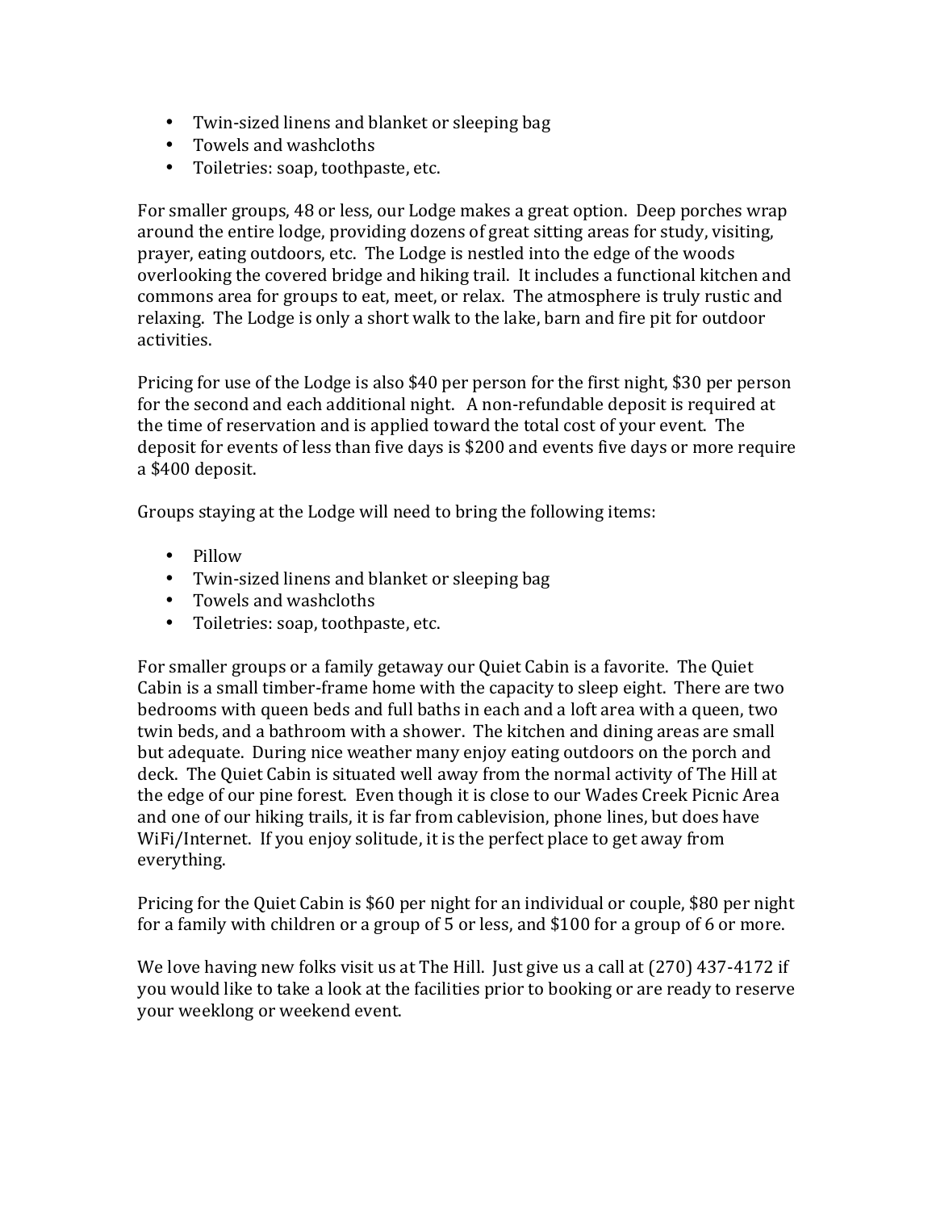- Twin-sized linens and blanket or sleeping bag
- Towels and washcloths
- Toiletries: soap, toothpaste, etc.

For smaller groups, 48 or less, our Lodge makes a great option. Deep porches wrap around the entire lodge, providing dozens of great sitting areas for study, visiting, prayer, eating outdoors, etc. The Lodge is nestled into the edge of the woods overlooking the covered bridge and hiking trail. It includes a functional kitchen and commons area for groups to eat, meet, or relax. The atmosphere is truly rustic and relaxing. The Lodge is only a short walk to the lake, barn and fire pit for outdoor activities.

Pricing for use of the Lodge is also $40 per person for the first night, $30 per person for the second and each additional night. A non-refundable deposit is required at the time of reservation and is applied toward the total cost of your event. The deposit for events of less than five days is $200 and events five days or more require a $400 deposit.

Groups staying at the Lodge will need to bring the following items:

- Pillow
- Twin-sized linens and blanket or sleeping bag
- Towels and washcloths
- Toiletries: soap, toothpaste, etc.

For smaller groups or a family getaway our Quiet Cabin is a favorite. The Quiet Cabin is a small timber-frame home with the capacity to sleep eight. There are two bedrooms with queen beds and full baths in each and a loft area with a queen, two twin beds, and a bathroom with a shower. The kitchen and dining areas are small but adequate. During nice weather many enjoy eating outdoors on the porch and deck. The Quiet Cabin is situated well away from the normal activity of The Hill at the edge of our pine forest. Even though it is close to our Wades Creek Picnic Area and one of our hiking trails, it is far from cablevision, phone lines, but does have WiFi/Internet. If you enjoy solitude, it is the perfect place to get away from everything.

Pricing for the Quiet Cabin is $60 per night for an individual or couple, $80 per night for a family with children or a group of 5 or less, and $100 for a group of 6 or more.

We love having new folks visit us at The Hill. Just give us a call at (270) 437-4172 if you would like to take a look at the facilities prior to booking or are ready to reserve your weeklong or weekend event.